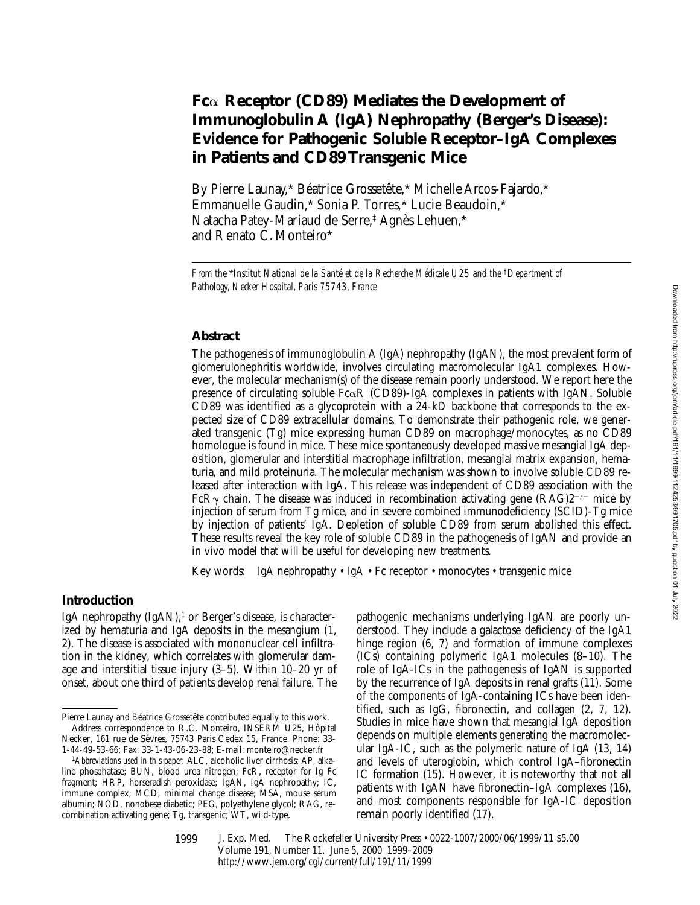# Fcα Receptor (CD89) Mediates the Development of Immunoglobulin A (IgA) Nephropathy (Berger's Disease): Evidence for Pathogenic Soluble Receptor–IgA Complexes in Patients and CD89 Transgenic Mice

By Pierre Launay,* Béatrice Grossetête,* Michelle Arcos-Fajardo,* Emmanuelle Gaudin,* Sonia P. Torres,* Lucie Beaudoin,* Natacha Patey-Mariaud de Serre,‡ Agnès Lehuen,* and Renato C. Monteiro*

*From the \*Institut National de la Santé et de la Recherche Médicale U25 and the ‡Department of Pathology, Necker Hospital, Paris 75743, France*

## Abstract

The pathogenesis of immunoglobulin A (IgA) nephropathy (IgAN), the most prevalent form of glomerulonephritis worldwide, involves circulating macromolecular IgA1 complexes. However, the molecular mechanism(s) of the disease remain poorly understood. We report here the presence of circulating soluble FcαR (CD89)-IgA complexes in patients with IgAN. Soluble CD89 was identified as a glycoprotein with a 24-kD backbone that corresponds to the expected size of CD89 extracellular domains. To demonstrate their pathogenic role, we generated transgenic (Tg) mice expressing human CD89 on macrophage/monocytes, as no CD89 homologue is found in mice. These mice spontaneously developed massive mesangial IgA deposition, glomerular and interstitial macrophage infiltration, mesangial matrix expansion, hematuria, and mild proteinuria. The molecular mechanism was shown to involve soluble CD89 released after interaction with IgA. This release was independent of CD89 association with the FcRγ chain. The disease was induced in recombination activating gene (RAG)$2^{-/-}$ mice by injection of serum from Tg mice, and in severe combined immunodeficiency (SCID)-Tg mice by injection of patients' IgA. Depletion of soluble CD89 from serum abolished this effect. These results reveal the key role of soluble CD89 in the pathogenesis of IgAN and provide an in vivo model that will be useful for developing new treatments.

Key words: IgA nephropathy • IgA • Fc receptor • monocytes • transgenic mice

## Introduction

IgA nephropathy (IgAN),[1] or Berger's disease, is characterized by hematuria and IgA deposits in the mesangium (1, 2). The disease is associated with mononuclear cell infiltration in the kidney, which correlates with glomerular damage and interstitial tissue injury (3–5). Within 10–20 yr of onset, about one third of patients develop renal failure. The pathogenic mechanisms underlying IgAN are poorly understood. They include a galactose deficiency of the IgA1 hinge region (6, 7) and formation of immune complexes (ICs) containing polymeric IgA1 molecules (8–10). The role of IgA-ICs in the pathogenesis of IgAN is supported by the recurrence of IgA deposits in renal grafts (11). Some of the components of IgA-containing ICs have been identified, such as IgG, fibronectin, and collagen (2, 7, 12). Studies in mice have shown that mesangial IgA deposition depends on multiple elements generating the macromolecular IgA-IC, such as the polymeric nature of IgA (13, 14) and levels of uteroglobin, which control IgA–fibronectin IC formation (15). However, it is noteworthy that not all patients with IgAN have fibronectin–IgA complexes (16), and most components responsible for IgA-IC deposition remain poorly identified (17).

Pierre Launay and Béatrice Grossetête contributed equally to this work.

Address correspondence to R.C. Monteiro, INSERM U25, Hôpital Necker, 161 rue de Sèvres, 75743 Paris Cedex 15, France. Phone: 33-1-44-49-53-66; Fax: 33-1-43-06-23-88; E-mail: monteiro@necker.fr

[1] *Abbreviations used in this paper:* ALC, alcoholic liver cirrhosis; AP, alkaline phosphatase; BUN, blood urea nitrogen; FcR, receptor for Ig Fc fragment; HRP, horseradish peroxidase; IgAN, IgA nephropathy; IC, immune complex; MCD, minimal change disease; MSA, mouse serum albumin; NOD, nonobese diabetic; PEG, polyethylene glycol; RAG, recombination activating gene; Tg, transgenic; WT, wild-type.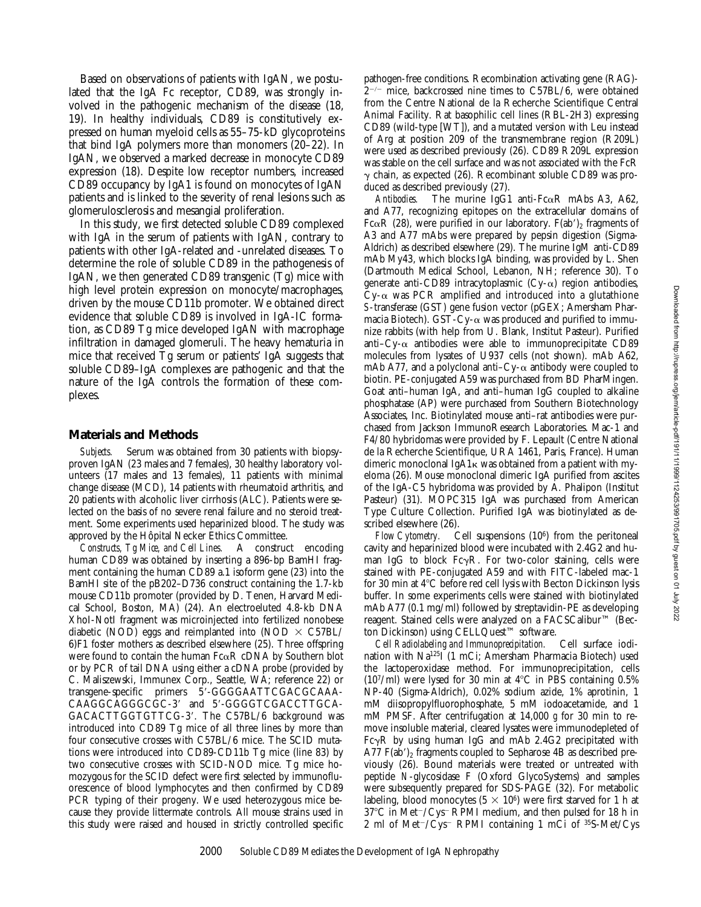Based on observations of patients with IgAN, we postulated that the IgA Fc receptor, CD89, was strongly involved in the pathogenic mechanism of the disease (18, 19). In healthy individuals, CD89 is constitutively expressed on human myeloid cells as 55–75-kD glycoproteins that bind IgA polymers more than monomers (20–22). In IgAN, we observed a marked decrease in monocyte CD89 expression (18). Despite low receptor numbers, increased CD89 occupancy by IgA1 is found on monocytes of IgAN patients and is linked to the severity of renal lesions such as glomerulosclerosis and mesangial proliferation.

In this study, we first detected soluble CD89 complexed with IgA in the serum of patients with IgAN, contrary to patients with other IgA-related and -unrelated diseases. To determine the role of soluble CD89 in the pathogenesis of IgAN, we then generated CD89 transgenic (Tg) mice with high level protein expression on monocyte/macrophages, driven by the mouse CD11b promoter. We obtained direct evidence that soluble CD89 is involved in IgA-IC formation, as CD89 Tg mice developed IgAN with macrophage infiltration in damaged glomeruli. The heavy hematuria in mice that received Tg serum or patients' IgA suggests that soluble CD89–IgA complexes are pathogenic and that the nature of the IgA controls the formation of these complexes.

## Materials and Methods

*Subjects.* Serum was obtained from 30 patients with biopsy-proven IgAN (23 males and 7 females), 30 healthy laboratory volunteers (17 males and 13 females), 11 patients with minimal change disease (MCD), 14 patients with rheumatoid arthritis, and 20 patients with alcoholic liver cirrhosis (ALC). Patients were selected on the basis of no severe renal failure and no steroid treatment. Some experiments used heparinized blood. The study was approved by the Hôpital Necker Ethics Committee.

*Constructs, Tg Mice, and Cell Lines.* A construct encoding human CD89 was obtained by inserting a 896-bp BamHI fragment containing the human CD89 a.1 isoform gene (23) into the BamHI site of the pB202–D736 construct containing the 1.7-kb mouse CD11b promoter (provided by D. Tenen, Harvard Medical School, Boston, MA) (24). An electroeluted 4.8-kb DNA XhoI-NotI fragment was microinjected into fertilized nonobese diabetic (NOD × C57BL/6)F1 foster mothers as described elsewhere (25). Three offspring were found to contain the human FcαR cDNA by Southern blot or by PCR of tail DNA using either a cDNA probe (provided by C. Maliszewski, Immunex Corp., Seattle, WA; reference 22) or transgene-specific primers 5′-GGGGAATTCGACGCAAA-CAAGGCAGGGCGC-3′ and 5′-GGGGTCGACCTTGCA-GACACTTGGTGTTCG-3′. The C57BL/6 background was introduced into CD89 Tg mice of all three lines by more than four consecutive crosses with C57BL/6 mice. The SCID mutations were introduced into CD89-CD11b Tg mice (line 83) by two consecutive crosses with SCID-NOD mice. Tg mice homozygous for the SCID defect were first selected by immunofluorescence of blood lymphocytes and then confirmed by CD89 PCR typing of their progeny. We used heterozygous mice because they provide littermate controls. All mouse strains used in this study were raised and housed in strictly controlled specific pathogen-free conditions. Recombination activating gene (RAG)-$2^{-/-}$ mice, backcrossed nine times to C57BL/6, were obtained from the Centre National de la Recherche Scientifique Central Animal Facility. Rat basophilic cell lines (RBL-2H3) expressing CD89 (wild-type [WT]), and a mutated version with Leu instead of Arg at position 209 of the transmembrane region (R209L) were used as described previously (26). CD89 R209L expression was stable on the cell surface and was not associated with the FcR γ chain, as expected (26). Recombinant soluble CD89 was produced as described previously (27).

*Antibodies.* The murine IgG1 anti-FcαR mAbs A3, A62, and A77, recognizing epitopes on the extracellular domains of FcαR (28), were purified in our laboratory. $F(ab')_2$ fragments of A3 and A77 mAbs were prepared by pepsin digestion (Sigma-Aldrich) as described elsewhere (29). The murine IgM anti-CD89 mAb My43, which blocks IgA binding, was provided by L. Shen (Dartmouth Medical School, Lebanon, NH; reference 30). To generate anti-CD89 intracytoplasmic (Cy-α) region antibodies, Cy-α was PCR amplified and introduced into a glutathione *S*-transferase (GST) gene fusion vector (pGEX; Amersham Pharmacia Biotech). GST-Cy-α was produced and purified to immunize rabbits (with help from U. Blank, Institut Pasteur). Purified anti–Cy-α antibodies were able to immunoprecipitate CD89 molecules from lysates of U937 cells (not shown). mAb A62, mAb A77, and a polyclonal anti–Cy-α antibody were coupled to biotin. PE-conjugated A59 was purchased from BD PharMingen. Goat anti–human IgA, and anti–human IgG coupled to alkaline phosphatase (AP) were purchased from Southern Biotechnology Associates, Inc. Biotinylated mouse anti–rat antibodies were purchased from Jackson ImmunoResearch Laboratories. Mac-1 and F4/80 hybridomas were provided by F. Lepault (Centre National de la Recherche Scientifique, URA 1461, Paris, France). Human dimeric monoclonal IgA1κ was obtained from a patient with myeloma (26). Mouse monoclonal dimeric IgA purified from ascites of the IgA-C5 hybridoma was provided by A. Phalipon (Institut Pasteur) (31). MOPC315 IgA was purchased from American Type Culture Collection. Purified IgA was biotinylated as described elsewhere (26).

*Flow Cytometry.* Cell suspensions ($10^6$) from the peritoneal cavity and heparinized blood were incubated with 2.4G2 and human IgG to block FcγR. For two-color staining, cells were stained with PE-conjugated A59 and with FITC-labeled mac-1 for 30 min at 4°C before red cell lysis with Becton Dickinson lysis buffer. In some experiments cells were stained with biotinylated mAb A77 (0.1 mg/ml) followed by streptavidin-PE as developing reagent. Stained cells were analyzed on a FACSCalibur™ (Becton Dickinson) using CELLQuest™ software.

*Cell Radiolabeling and Immunoprecipitation.* Cell surface iodination with $Na^{125}I$ (1 mCi; Amersham Pharmacia Biotech) used the lactoperoxidase method. For immunoprecipitation, cells ($10^7$/ml) were lysed for 30 min at 4°C in PBS containing 0.5% NP-40 (Sigma-Aldrich), 0.02% sodium azide, 1% aprotinin, 1 mM diisopropylfluorophosphate, 5 mM iodoacetamide, and 1 mM PMSF. After centrifugation at 14,000 *g* for 30 min to remove insoluble material, cleared lysates were immunodepleted of FcγR by using human IgG and mAb 2.4G2 precipitated with A77 $F(ab')_2$ fragments coupled to Sepharose 4B as described previously (26). Bound materials were treated or untreated with peptide *N*-glycosidase F (Oxford GlycoSystems) and samples were subsequently prepared for SDS-PAGE (32). For metabolic labeling, blood monocytes ($5 \times 10^6$) were first starved for 1 h at 37°C in $Met^-/Cys^-$ RPMI medium, and then pulsed for 18 h in 2 ml of $Met^-/Cys^-$ RPMI containing 1 mCi of $^{35}S$-Met/Cys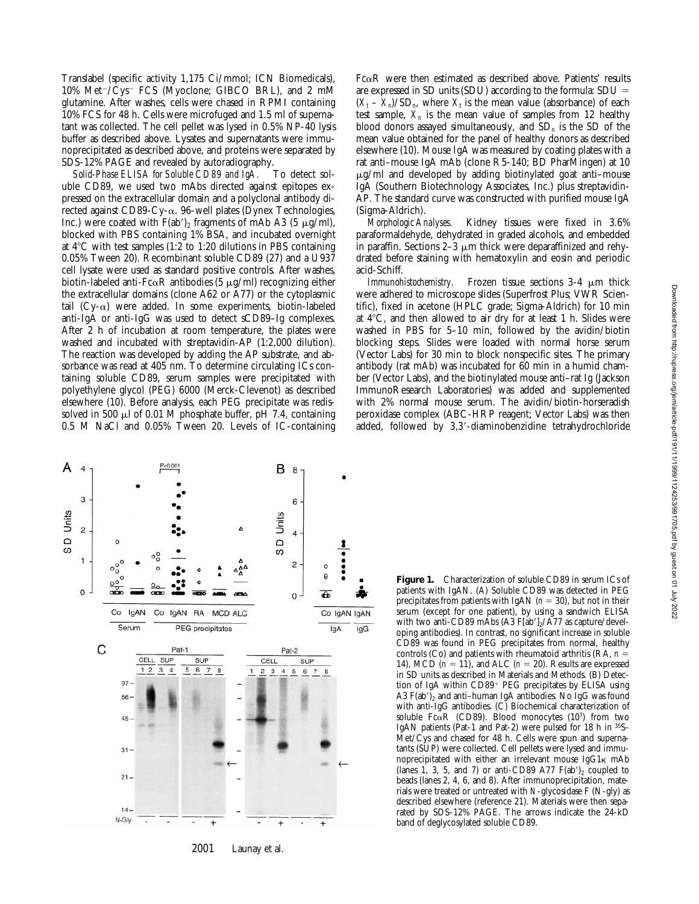Translabel (specific activity 1,175 Ci/mmol; ICN Biomedicals), 10% Met$^-$/Cys$^-$ FCS (Myoclone; GIBCO BRL), and 2 mM glutamine. After washes, cells were chased in RPMI containing 10% FCS for 48 h. Cells were microfuged and 1.5 ml of supernatant was collected. The cell pellet was lysed in 0.5% NP-40 lysis buffer as described above. Lysates and supernatants were immunoprecipitated as described above, and proteins were separated by SDS-12% PAGE and revealed by autoradiography.

*Solid-Phase ELISA for Soluble CD89 and IgA.* To detect soluble CD89, we used two mAbs directed against epitopes expressed on the extracellular domain and a polyclonal antibody directed against CD89-Cy-α. 96-well plates (Dynex Technologies, Inc.) were coated with F(ab′)$_2$ fragments of mAb A3 (5 μg/ml), blocked with PBS containing 1% BSA, and incubated overnight at 4°C with test samples (1:2 to 1:20 dilutions in PBS containing 0.05% Tween 20). Recombinant soluble CD89 (27) and a U937 cell lysate were used as standard positive controls. After washes, biotin-labeled anti-FcαR antibodies (5 μg/ml) recognizing either the extracellular domains (clone A62 or A77) or the cytoplasmic tail (Cy-α) were added. In some experiments, biotin-labeled anti-IgA or anti-IgG was used to detect sCD89–Ig complexes. After 2 h of incubation at room temperature, the plates were washed and incubated with streptavidin-AP (1:2,000 dilution). The reaction was developed by adding the AP substrate, and absorbance was read at 405 nm. To determine circulating ICs containing soluble CD89, serum samples were precipitated with polyethylene glycol (PEG) 6000 (Merck-Clevenot) as described elsewhere (10). Before analysis, each PEG precipitate was redissolved in 500 μl of 0.01 M phosphate buffer, pH 7.4, containing 0.5 M NaCl and 0.05% Tween 20. Levels of IC-containing FcαR were then estimated as described above. Patients' results are expressed in SD units (SDU) according to the formula: SDU = $(X_t - X_n)/SD_n$, where $X_t$ is the mean value (absorbance) of each test sample, $X_n$ is the mean value of samples from 12 healthy blood donors assayed simultaneously, and $SD_n$ is the SD of the mean value obtained for the panel of healthy donors as described elsewhere (10). Mouse IgA was measured by coating plates with a rat anti–mouse IgA mAb (clone R5-140; BD PharMingen) at 10 μg/ml and developed by adding biotinylated goat anti–mouse IgA (Southern Biotechnology Associates, Inc.) plus streptavidin-AP. The standard curve was constructed with purified mouse IgA (Sigma-Aldrich).

*Morphologic Analyses.* Kidney tissues were fixed in 3.6% paraformaldehyde, dehydrated in graded alcohols, and embedded in paraffin. Sections 2–3 μm thick were deparaffinized and rehydrated before staining with hematoxylin and eosin and periodic acid-Schiff.

*Immunohistochemistry.* Frozen tissue sections 3-4 μm thick were adhered to microscope slides (Superfrost Plus; VWR Scientific), fixed in acetone (HPLC grade; Sigma-Aldrich) for 10 min at 4°C, and then allowed to air dry for at least 1 h. Slides were washed in PBS for 5–10 min, followed by the avidin/biotin blocking steps. Slides were loaded with normal horse serum (Vector Labs) for 30 min to block nonspecific sites. The primary antibody (rat mAb) was incubated for 60 min in a humid chamber (Vector Labs), and the biotinylated mouse anti–rat Ig (Jackson ImmunoResearch Laboratories) was added and supplemented with 2% normal mouse serum. The avidin/biotin-horseradish peroxidase complex (ABC-HRP reagent; Vector Labs) was then added, followed by 3,3′-diaminobenzidine tetrahydrochloride

**Figure 1.** Characterization of soluble CD89 in serum ICs of patients with IgAN. (A) Soluble CD89 was detected in PEG precipitates from patients with IgAN ($n = 30$), but not in their serum (except for one patient), by using a sandwich ELISA with two anti-CD89 mAbs (A3 F[ab′]$_2$/A77 as capture/developing antibodies). In contrast, no significant increase in soluble CD89 was found in PEG precipitates from normal, healthy controls (Co) and patients with rheumatoid arthritis (RA, $n = 14$), MCD ($n = 11$), and ALC ($n = 20$). Results are expressed in SD units as described in Materials and Methods. (B) Detection of IgA within CD89$^+$ PEG precipitates by ELISA using A3 F(ab′)$_2$ and anti–human IgA antibodies. No IgG was found with anti-IgG antibodies. (C) Biochemical characterization of soluble FcαR (CD89). Blood monocytes ($10^7$) from two IgAN patients (Pat-1 and Pat-2) were pulsed for 18 h in $^{35}$S-Met/Cys and chased for 48 h. Cells were spun and supernatants (SUP) were collected. Cell pellets were lysed and immunoprecipitated with either an irrelevant mouse IgG1κ mAb (lanes 1, 3, 5, and 7) or anti-CD89 A77 F(ab′)$_2$ coupled to beads (lanes 2, 4, 6, and 8). After immunoprecipitation, materials were treated or untreated with *N*-glycosidase F (N-gly) as described elsewhere (reference 21). Materials were then separated by SDS-12% PAGE. The arrows indicate the 24-kD band of deglycosylated soluble CD89.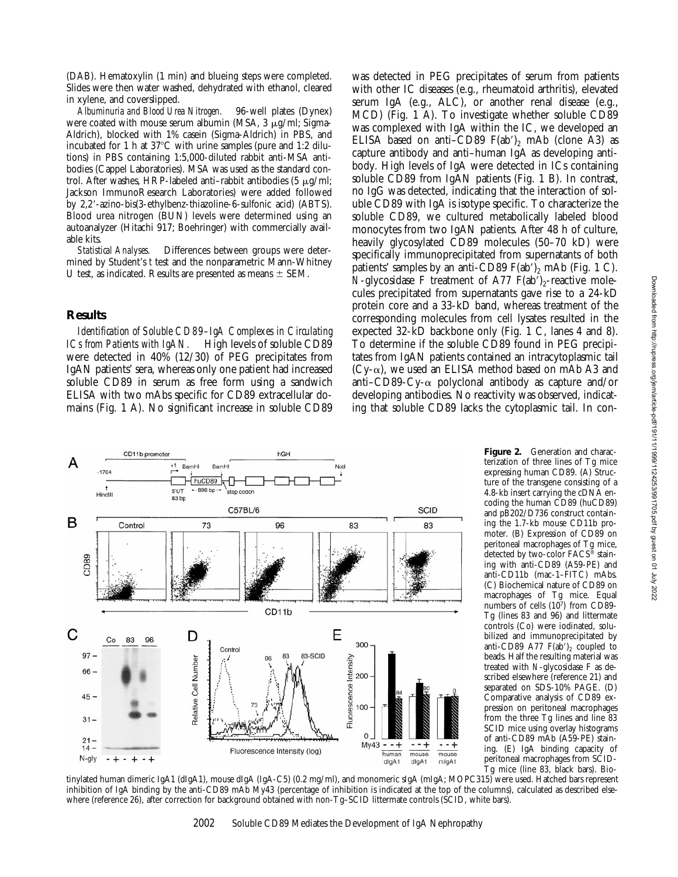(DAB). Hematoxylin (1 min) and blueing steps were completed. Slides were then water washed, dehydrated with ethanol, cleared in xylene, and coverslipped.

*Albuminuria and Blood Urea Nitrogen.* 96-well plates (Dynex) were coated with mouse serum albumin (MSA, 3 μg/ml; Sigma-Aldrich), blocked with 1% casein (Sigma-Aldrich) in PBS, and incubated for 1 h at 37°C with urine samples (pure and 1:2 dilutions) in PBS containing 1:5,000-diluted rabbit anti-MSA antibodies (Cappel Laboratories). MSA was used as the standard control. After washes, HRP-labeled anti–rabbit antibodies (5 μg/ml; Jackson ImmunoResearch Laboratories) were added followed by 2,2′-azino-bis(3-ethylbenz-thiazoline-6-sulfonic acid) (ABTS). Blood urea nitrogen (BUN) levels were determined using an autoanalyzer (Hitachi 917; Boehringer) with commercially available kits.

*Statistical Analyses.* Differences between groups were determined by Student's *t* test and the nonparametric Mann-Whitney U test, as indicated. Results are presented as means ± SEM.

## Results

*Identification of Soluble CD89–IgA Complexes in Circulating ICs from Patients with IgAN.* High levels of soluble CD89 were detected in 40% (12/30) of PEG precipitates from IgAN patients' sera, whereas only one patient had increased soluble CD89 in serum as free form using a sandwich ELISA with two mAbs specific for CD89 extracellular domains (Fig. 1 A). No significant increase in soluble CD89 was detected in PEG precipitates of serum from patients with other IC diseases (e.g., rheumatoid arthritis), elevated serum IgA (e.g., ALC), or another renal disease (e.g., MCD) (Fig. 1 A). To investigate whether soluble CD89 was complexed with IgA within the IC, we developed an ELISA based on anti–CD89 $F(ab')_2$ mAb (clone A3) as capture antibody and anti–human IgA as developing antibody. High levels of IgA were detected in ICs containing soluble CD89 from IgAN patients (Fig. 1 B). In contrast, no IgG was detected, indicating that the interaction of soluble CD89 with IgA is isotype specific. To characterize the soluble CD89, we cultured metabolically labeled blood monocytes from two IgAN patients. After 48 h of culture, heavily glycosylated CD89 molecules (50–70 kD) were specifically immunoprecipitated from supernatants of both patients' samples by an anti-CD89 $F(ab')_2$ mAb (Fig. 1 C). *N*-glycosidase F treatment of A77 $F(ab')_2$-reactive molecules precipitated from supernatants gave rise to a 24-kD protein core and a 33-kD band, whereas treatment of the corresponding molecules from cell lysates resulted in the expected 32-kD backbone only (Fig. 1 C, lanes 4 and 8). To determine if the soluble CD89 found in PEG precipitates from IgAN patients contained an intracytoplasmic tail (Cy-α), we used an ELISA method based on mAb A3 and anti–CD89-Cy-α polyclonal antibody as capture and/or developing antibodies. No reactivity was observed, indicating that soluble CD89 lacks the cytoplasmic tail. In con-

**Figure 2.** Generation and characterization of three lines of Tg mice expressing human CD89. (A) Structure of the transgene consisting of a 4.8-kb insert carrying the cDNA encoding the human CD89 (huCD89) and pB202/D736 construct containing the 1.7-kb mouse CD11b promoter. (B) Expression of CD89 on peritoneal macrophages of Tg mice, detected by two-color FACS® staining with anti-CD89 (A59-PE) and anti-CD11b (mac-1–FITC) mAbs. (C) Biochemical nature of CD89 on macrophages of Tg mice. Equal numbers of cells ($10^7$) from CD89-Tg (lines 83 and 96) and littermate controls (Co) were iodinated, solubilized and immunoprecipitated by anti-CD89 A77 $F(ab')_2$ coupled to beads. Half the resulting material was treated with *N*-glycosidase F as described elsewhere (reference 21) and separated on SDS-10% PAGE. (D) Comparative analysis of CD89 expression on peritoneal macrophages from the three Tg lines and line 83 SCID mice using overlay histograms of anti-CD89 mAb (A59-PE) staining. (E) IgA binding capacity of peritoneal macrophages from SCID-Tg mice (line 83, black bars). Biotinylated human dimeric IgA1 (dIgA1), mouse dIgA (IgA-C5) (0.2 mg/ml), and monomeric sIgA (mIgA; MOPC315) were used. Hatched bars represent inhibition of IgA binding by the anti-CD89 mAb My43 (percentage of inhibition is indicated at the top of the columns), calculated as described elsewhere (reference 26), after correction for background obtained with non-Tg–SCID littermate controls (SCID, white bars).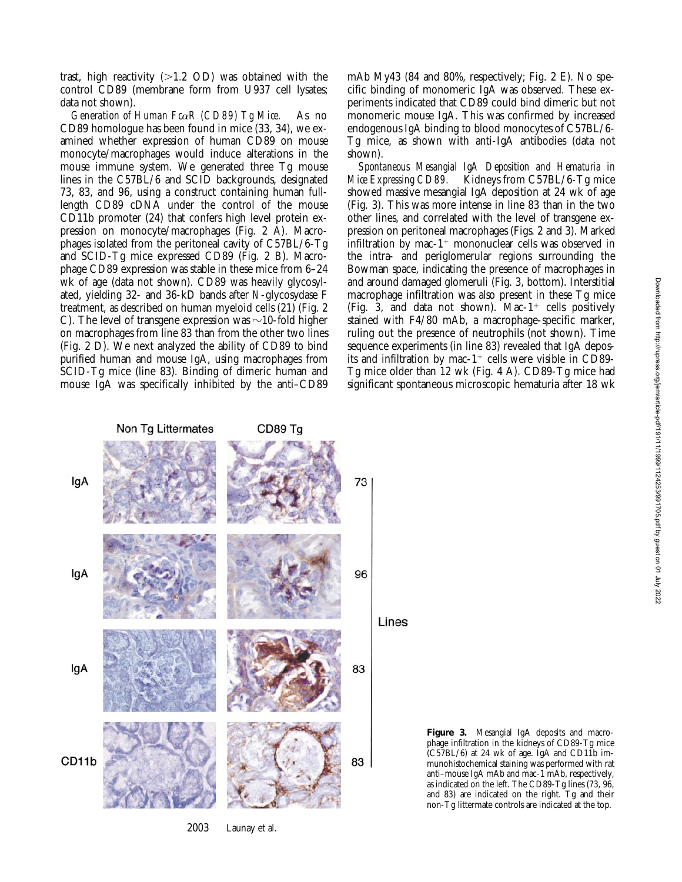trast, high reactivity (>1.2 OD) was obtained with the control CD89 (membrane form from U937 cell lysates; data not shown).

*Generation of Human FcαR (CD89) Tg Mice.* As no CD89 homologue has been found in mice (33, 34), we examined whether expression of human CD89 on mouse monocyte/macrophages would induce alterations in the mouse immune system. We generated three Tg mouse lines in the C57BL/6 and SCID backgrounds, designated 73, 83, and 96, using a construct containing human full-length CD89 cDNA under the control of the mouse CD11b promoter (24) that confers high level protein expression on monocyte/macrophages (Fig. 2 A). Macrophages isolated from the peritoneal cavity of C57BL/6-Tg and SCID-Tg mice expressed CD89 (Fig. 2 B). Macrophage CD89 expression was stable in these mice from 6–24 wk of age (data not shown). CD89 was heavily glycosylated, yielding 32- and 36-kD bands after *N*-glycosydase F treatment, as described on human myeloid cells (21) (Fig. 2 C). The level of transgene expression was ~10-fold higher on macrophages from line 83 than from the other two lines (Fig. 2 D). We next analyzed the ability of CD89 to bind purified human and mouse IgA, using macrophages from SCID-Tg mice (line 83). Binding of dimeric human and mouse IgA was specifically inhibited by the anti–CD89 mAb My43 (84 and 80%, respectively; Fig. 2 E). No specific binding of monomeric IgA was observed. These experiments indicated that CD89 could bind dimeric but not monomeric mouse IgA. This was confirmed by increased endogenous IgA binding to blood monocytes of C57BL/6-Tg mice, as shown with anti-IgA antibodies (data not shown).

*Spontaneous Mesangial IgA Deposition and Hematuria in Mice Expressing CD89.* Kidneys from C57BL/6-Tg mice showed massive mesangial IgA deposition at 24 wk of age (Fig. 3). This was more intense in line 83 than in the two other lines, and correlated with the level of transgene expression on peritoneal macrophages (Figs. 2 and 3). Marked infiltration by mac-1$^+$ mononuclear cells was observed in the intra- and periglomerular regions surrounding the Bowman space, indicating the presence of macrophages in and around damaged glomeruli (Fig. 3, bottom). Interstitial macrophage infiltration was also present in these Tg mice (Fig. 3, and data not shown). Mac-1$^+$ cells positively stained with F4/80 mAb, a macrophage-specific marker, ruling out the presence of neutrophils (not shown). Time sequence experiments (in line 83) revealed that IgA deposits and infiltration by mac-1$^+$ cells were visible in CD89-Tg mice older than 12 wk (Fig. 4 A). CD89-Tg mice had significant spontaneous microscopic hematuria after 18 wk

**Figure 3.** Mesangial IgA deposits and macrophage infiltration in the kidneys of CD89-Tg mice (C57BL/6) at 24 wk of age. IgA and CD11b immunohistochemical staining was performed with rat anti–mouse IgA mAb and mac-1 mAb, respectively, as indicated on the left. The CD89-Tg lines (73, 96, and 83) are indicated on the right. Tg and their non-Tg littermate controls are indicated at the top.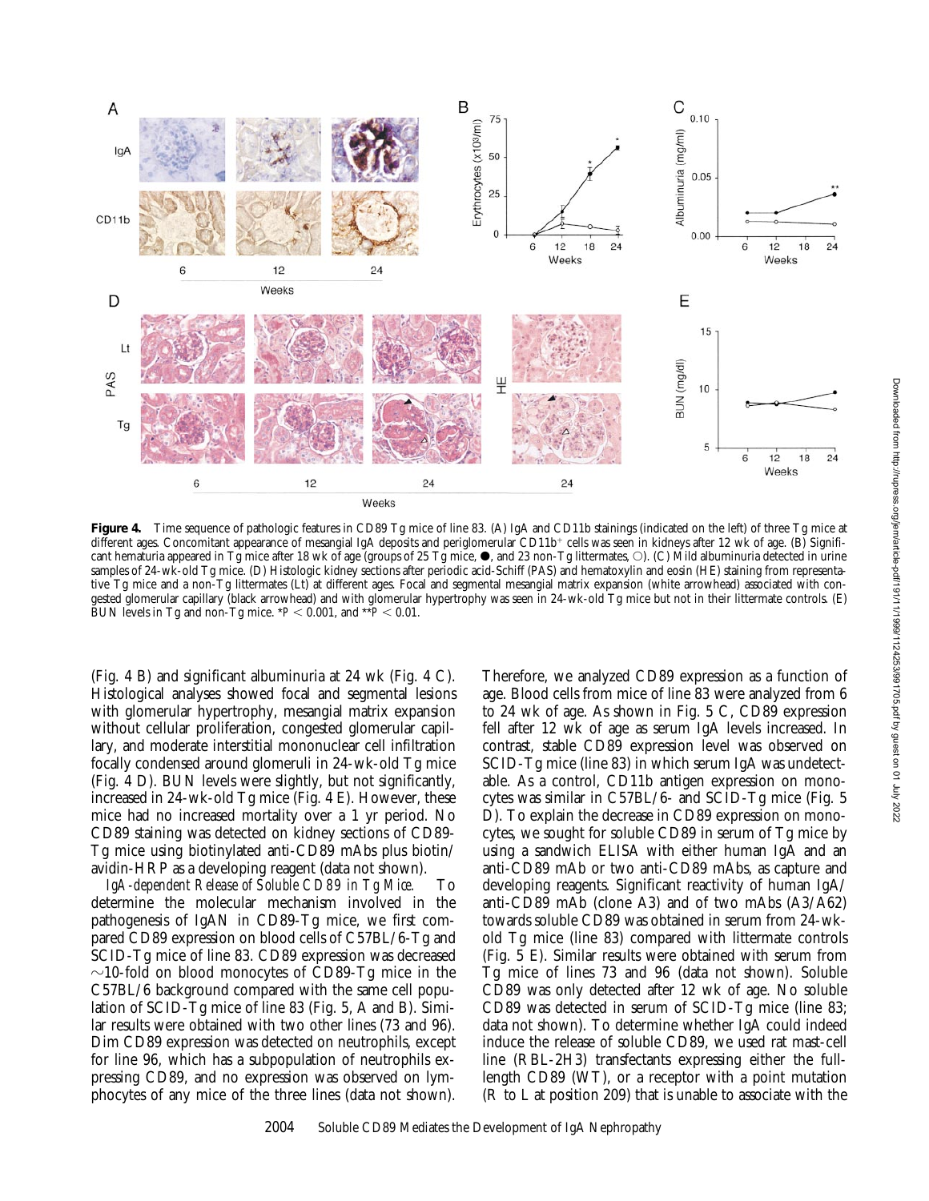**Figure 4.** Time sequence of pathologic features in CD89 Tg mice of line 83. (A) IgA and CD11b stainings (indicated on the left) of three Tg mice at different ages. Concomitant appearance of mesangial IgA deposits and periglomerular CD11b$^+$ cells was seen in kidneys after 12 wk of age. (B) Significant hematuria appeared in Tg mice after 18 wk of age (groups of 25 Tg mice, ●, and 23 non-Tg littermates, ○). (C) Mild albuminuria detected in urine samples of 24-wk-old Tg mice. (D) Histologic kidney sections after periodic acid-Schiff (PAS) and hematoxylin and eosin (HE) staining from representative Tg mice and a non-Tg littermates (Lt) at different ages. Focal and segmental mesangial matrix expansion (white arrowhead) associated with congested glomerular capillary (black arrowhead) and with glomerular hypertrophy was seen in 24-wk-old Tg mice but not in their littermate controls. (E) BUN levels in Tg and non-Tg mice. *$P < 0.001$, and **$P < 0.01$.

(Fig. 4 B) and significant albuminuria at 24 wk (Fig. 4 C). Histological analyses showed focal and segmental lesions with glomerular hypertrophy, mesangial matrix expansion without cellular proliferation, congested glomerular capillary, and moderate interstitial mononuclear cell infiltration focally condensed around glomeruli in 24-wk-old Tg mice (Fig. 4 D). BUN levels were slightly, but not significantly, increased in 24-wk-old Tg mice (Fig. 4 E). However, these mice had no increased mortality over a 1 yr period. No CD89 staining was detected on kidney sections of CD89-Tg mice using biotinylated anti-CD89 mAbs plus biotin/avidin-HRP as a developing reagent (data not shown).

*IgA-dependent Release of Soluble CD89 in Tg Mice.* To determine the molecular mechanism involved in the pathogenesis of IgAN in CD89-Tg mice, we first compared CD89 expression on blood cells of C57BL/6-Tg and SCID-Tg mice of line 83. CD89 expression was decreased ~10-fold on blood monocytes of CD89-Tg mice in the C57BL/6 background compared with the same cell population of SCID-Tg mice of line 83 (Fig. 5, A and B). Similar results were obtained with two other lines (73 and 96). Dim CD89 expression was detected on neutrophils, except for line 96, which has a subpopulation of neutrophils expressing CD89, and no expression was observed on lymphocytes of any mice of the three lines (data not shown). Therefore, we analyzed CD89 expression as a function of age. Blood cells from mice of line 83 were analyzed from 6 to 24 wk of age. As shown in Fig. 5 C, CD89 expression fell after 12 wk of age as serum IgA levels increased. In contrast, stable CD89 expression level was observed on SCID-Tg mice (line 83) in which serum IgA was undetectable. As a control, CD11b antigen expression on monocytes was similar in C57BL/6- and SCID-Tg mice (Fig. 5 D). To explain the decrease in CD89 expression on monocytes, we sought for soluble CD89 in serum of Tg mice by using a sandwich ELISA with either human IgA and an anti-CD89 mAb or two anti-CD89 mAbs, as capture and developing reagents. Significant reactivity of human IgA/anti-CD89 mAb (clone A3) and of two mAbs (A3/A62) towards soluble CD89 was obtained in serum from 24-wk-old Tg mice (line 83) compared with littermate controls (Fig. 5 E). Similar results were obtained with serum from Tg mice of lines 73 and 96 (data not shown). Soluble CD89 was only detected after 12 wk of age. No soluble CD89 was detected in serum of SCID-Tg mice (line 83; data not shown). To determine whether IgA could indeed induce the release of soluble CD89, we used rat mast-cell line (RBL-2H3) transfectants expressing either the full-length CD89 (WT), or a receptor with a point mutation (R to L at position 209) that is unable to associate with the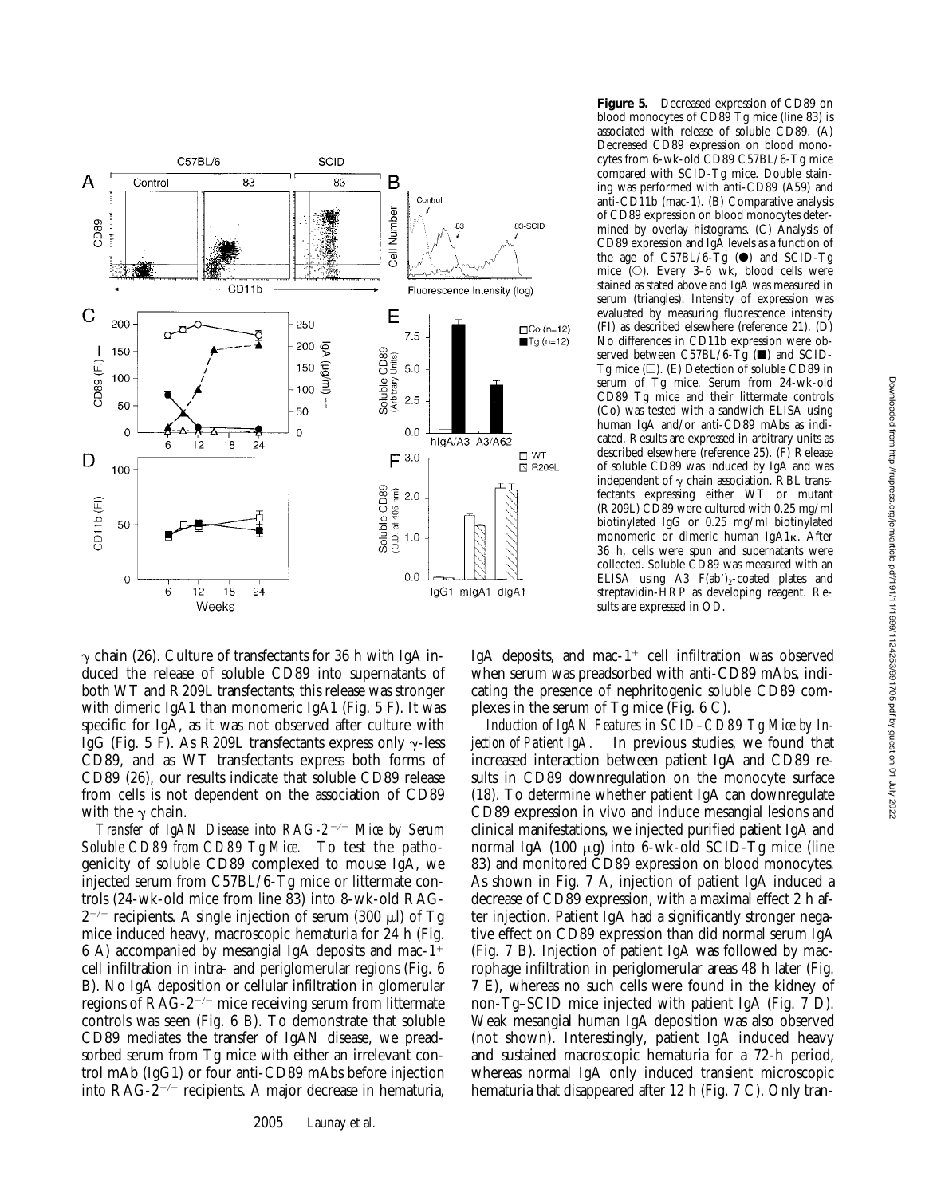**Figure 5.** Decreased expression of CD89 on blood monocytes of CD89 Tg mice (line 83) is associated with release of soluble CD89. (A) Decreased CD89 expression on blood monocytes from 6-wk-old CD89 C57BL/6-Tg mice compared with SCID-Tg mice. Double staining was performed with anti-CD89 (A59) and anti-CD11b (mac-1). (B) Comparative analysis of CD89 expression on blood monocytes determined by overlay histograms. (C) Analysis of CD89 expression and IgA levels as a function of the age of C57BL/6-Tg (●) and SCID-Tg mice (○). Every 3–6 wk, blood cells were stained as stated above and IgA was measured in serum (triangles). Intensity of expression was evaluated by measuring fluorescence intensity (FI) as described elsewhere (reference 21). (D) No differences in CD11b expression were observed between C57BL/6-Tg (■) and SCID-Tg mice (□). (E) Detection of soluble CD89 in serum of Tg mice. Serum from 24-wk-old CD89 Tg mice and their littermate controls (Co) was tested with a sandwich ELISA using human IgA and/or anti-CD89 mAbs as indicated. Results are expressed in arbitrary units as described elsewhere (reference 25). (F) Release of soluble CD89 was induced by IgA and was independent of γ chain association. RBL transfectants expressing either WT or mutant (R209L) CD89 were cultured with 0.25 mg/ml biotinylated IgG or 0.25 mg/ml biotinylated monomeric or dimeric human IgA1κ. After 36 h, cells were spun and supernatants were collected. Soluble CD89 was measured with an ELISA using A3 F(ab′)$_2$-coated plates and streptavidin-HRP as developing reagent. Results are expressed in OD.

γ chain (26). Culture of transfectants for 36 h with IgA induced the release of soluble CD89 into supernatants of both WT and R209L transfectants; this release was stronger with dimeric IgA1 than monomeric IgA1 (Fig. 5 F). It was specific for IgA, as it was not observed after culture with IgG (Fig. 5 F). As R209L transfectants express only γ-less CD89, and as WT transfectants express both forms of CD89 (26), our results indicate that soluble CD89 release from cells is not dependent on the association of CD89 with the γ chain.

*Transfer of IgAN Disease into RAG-2$^{-/-}$ Mice by Serum Soluble CD89 from CD89 Tg Mice.* To test the pathogenicity of soluble CD89 complexed to mouse IgA, we injected serum from C57BL/6-Tg mice or littermate controls (24-wk-old mice from line 83) into 8-wk-old RAG-2$^{-/-}$ recipients. A single injection of serum (300 μl) of Tg mice induced heavy, macroscopic hematuria for 24 h (Fig. 6 A) accompanied by mesangial IgA deposits and mac-1$^+$ cell infiltration in intra- and periglomerular regions (Fig. 6 B). No IgA deposition or cellular infiltration in glomerular regions of RAG-2$^{-/-}$ mice receiving serum from littermate controls was seen (Fig. 6 B). To demonstrate that soluble CD89 mediates the transfer of IgAN disease, we preadsorbed serum from Tg mice with either an irrelevant control mAb (IgG1) or four anti-CD89 mAbs before injection into RAG-2$^{-/-}$ recipients. A major decrease in hematuria, IgA deposits, and mac-1$^+$ cell infiltration was observed when serum was preadsorbed with anti-CD89 mAbs, indicating the presence of nephritogenic soluble CD89 complexes in the serum of Tg mice (Fig. 6 C).

*Induction of IgAN Features in SCID–CD89 Tg Mice by Injection of Patient IgA.* In previous studies, we found that increased interaction between patient IgA and CD89 results in CD89 downregulation on the monocyte surface (18). To determine whether patient IgA can downregulate CD89 expression in vivo and induce mesangial lesions and clinical manifestations, we injected purified patient IgA and normal IgA (100 μg) into 6-wk-old SCID-Tg mice (line 83) and monitored CD89 expression on blood monocytes. As shown in Fig. 7 A, injection of patient IgA induced a decrease of CD89 expression, with a maximal effect 2 h after injection. Patient IgA had a significantly stronger negative effect on CD89 expression than did normal serum IgA (Fig. 7 B). Injection of patient IgA was followed by macrophage infiltration in periglomerular areas 48 h later (Fig. 7 E), whereas no such cells were found in the kidney of non-Tg–SCID mice injected with patient IgA (Fig. 7 D). Weak mesangial human IgA deposition was also observed (not shown). Interestingly, patient IgA induced heavy and sustained macroscopic hematuria for a 72-h period, whereas normal IgA only induced transient microscopic hematuria that disappeared after 12 h (Fig. 7 C). Only tran-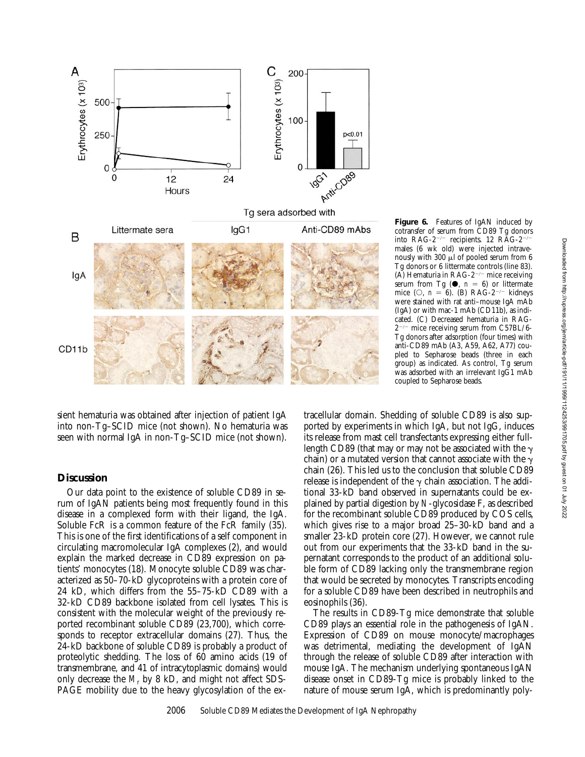**Figure 6.** Features of IgAN induced by cotransfer of serum from CD89 Tg donors into RAG-$2^{-/-}$ recipients. 12 RAG-$2^{-/-}$ males (6 wk old) were injected intravenously with 300 μl of pooled serum from 6 Tg donors or 6 littermate controls (line 83). (A) Hematuria in RAG-$2^{-/-}$ mice receiving serum from Tg (●, $n = 6$) or littermate mice (○, $n = 6$). (B) RAG-$2^{-/-}$ kidneys were stained with rat anti–mouse IgA mAb (IgA) or with mac-1 mAb (CD11b), as indicated. (C) Decreased hematuria in RAG-$2^{-/-}$ mice receiving serum from C57BL/6-Tg donors after adsorption (four times) with anti-CD89 mAb (A3, A59, A62, A77) coupled to Sepharose beads (three in each group) as indicated. As control, Tg serum was adsorbed with an irrelevant IgG1 mAb coupled to Sepharose beads.

sient hematuria was obtained after injection of patient IgA into non-Tg–SCID mice (not shown). No hematuria was seen with normal IgA in non-Tg–SCID mice (not shown).

## Discussion

Our data point to the existence of soluble CD89 in serum of IgAN patients being most frequently found in this disease in a complexed form with their ligand, the IgA. Soluble FcR is a common feature of the FcR family (35). This is one of the first identifications of a self component in circulating macromolecular IgA complexes (2), and would explain the marked decrease in CD89 expression on patients' monocytes (18). Monocyte soluble CD89 was characterized as 50–70-kD glycoproteins with a protein core of 24 kD, which differs from the 55–75-kD CD89 with a 32-kD CD89 backbone isolated from cell lysates. This is consistent with the molecular weight of the previously reported recombinant soluble CD89 (23,700), which corresponds to receptor extracellular domains (27). Thus, the 24-kD backbone of soluble CD89 is probably a product of proteolytic shedding. The loss of 60 amino acids (19 of transmembrane, and 41 of intracytoplasmic domains) would only decrease the $M_r$ by 8 kD, and might not affect SDS-PAGE mobility due to the heavy glycosylation of the extracellular domain. Shedding of soluble CD89 is also supported by experiments in which IgA, but not IgG, induces its release from mast cell transfectants expressing either full-length CD89 (that may or may not be associated with the γ chain) or a mutated version that cannot associate with the γ chain (26). This led us to the conclusion that soluble CD89 release is independent of the γ chain association. The additional 33-kD band observed in supernatants could be explained by partial digestion by N-glycosidase F, as described for the recombinant soluble CD89 produced by COS cells, which gives rise to a major broad 25–30-kD band and a smaller 23-kD protein core (27). However, we cannot rule out from our experiments that the 33-kD band in the supernatant corresponds to the product of an additional soluble form of CD89 lacking only the transmembrane region that would be secreted by monocytes. Transcripts encoding for a soluble CD89 have been described in neutrophils and eosinophils (36).

The results in CD89-Tg mice demonstrate that soluble CD89 plays an essential role in the pathogenesis of IgAN. Expression of CD89 on mouse monocyte/macrophages was detrimental, mediating the development of IgAN through the release of soluble CD89 after interaction with mouse IgA. The mechanism underlying spontaneous IgAN disease onset in CD89-Tg mice is probably linked to the nature of mouse serum IgA, which is predominantly poly-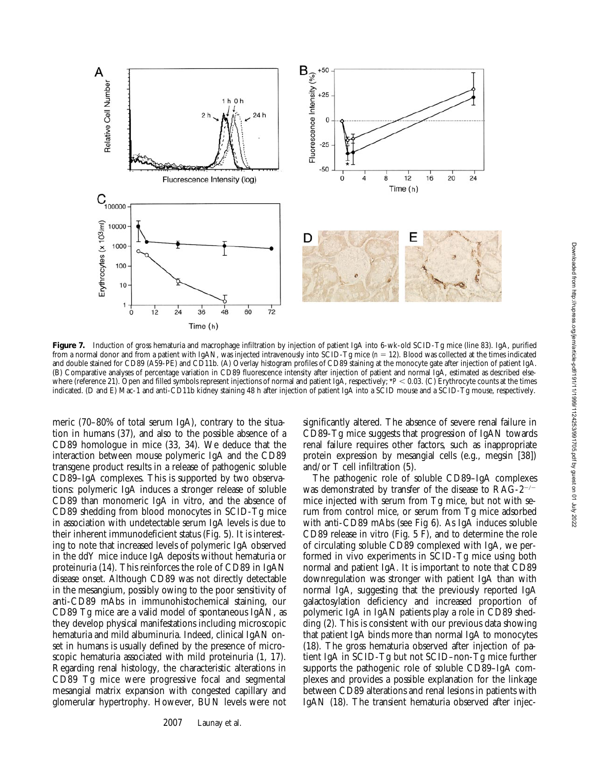**Figure 7.** Induction of gross hematuria and macrophage infiltration by injection of patient IgA into 6-wk-old SCID-Tg mice (line 83). IgA, purified from a normal donor and from a patient with IgAN, was injected intravenously into SCID-Tg mice ($n = 12$). Blood was collected at the times indicated and double stained for CD89 (A59-PE) and CD11b. (A) Overlay histogram profiles of CD89 staining at the monocyte gate after injection of patient IgA. (B) Comparative analyses of percentage variation in CD89 fluorescence intensity after injection of patient and normal IgA, estimated as described elsewhere (reference 21). Open and filled symbols represent injections of normal and patient IgA, respectively; *$P < 0.03$. (C) Erythrocyte counts at the times indicated. (D and E) Mac-1 and anti-CD11b kidney staining 48 h after injection of patient IgA into a SCID mouse and a SCID-Tg mouse, respectively.

meric (70–80% of total serum IgA), contrary to the situation in humans (37), and also to the possible absence of a CD89 homologue in mice (33, 34). We deduce that the interaction between mouse polymeric IgA and the CD89 transgene product results in a release of pathogenic soluble CD89–IgA complexes. This is supported by two observations: polymeric IgA induces a stronger release of soluble CD89 than monomeric IgA in vitro, and the absence of CD89 shedding from blood monocytes in SCID-Tg mice in association with undetectable serum IgA levels is due to their inherent immunodeficient status (Fig. 5). It is interesting to note that increased levels of polymeric IgA observed in the ddY mice induce IgA deposits without hematuria or proteinuria (14). This reinforces the role of CD89 in IgAN disease onset. Although CD89 was not directly detectable in the mesangium, possibly owing to the poor sensitivity of anti-CD89 mAbs in immunohistochemical staining, our CD89 Tg mice are a valid model of spontaneous IgAN, as they develop physical manifestations including microscopic hematuria and mild albuminuria. Indeed, clinical IgAN onset in humans is usually defined by the presence of microscopic hematuria associated with mild proteinuria (1, 17). Regarding renal histology, the characteristic alterations in CD89 Tg mice were progressive focal and segmental mesangial matrix expansion with congested capillary and glomerular hypertrophy. However, BUN levels were not significantly altered. The absence of severe renal failure in CD89-Tg mice suggests that progression of IgAN towards renal failure requires other factors, such as inappropriate protein expression by mesangial cells (e.g., megsin [38]) and/or T cell infiltration (5).

The pathogenic role of soluble CD89–IgA complexes was demonstrated by transfer of the disease to RAG-$2^{-/-}$ mice injected with serum from Tg mice, but not with serum from control mice, or serum from Tg mice adsorbed with anti-CD89 mAbs (see Fig 6). As IgA induces soluble CD89 release in vitro (Fig. 5 F), and to determine the role of circulating soluble CD89 complexed with IgA, we performed in vivo experiments in SCID-Tg mice using both normal and patient IgA. It is important to note that CD89 downregulation was stronger with patient IgA than with normal IgA, suggesting that the previously reported IgA galactosylation deficiency and increased proportion of polymeric IgA in IgAN patients play a role in CD89 shedding (2). This is consistent with our previous data showing that patient IgA binds more than normal IgA to monocytes (18). The gross hematuria observed after injection of patient IgA in SCID-Tg but not SCID–non-Tg mice further supports the pathogenic role of soluble CD89–IgA complexes and provides a possible explanation for the linkage between CD89 alterations and renal lesions in patients with IgAN (18). The transient hematuria observed after injec-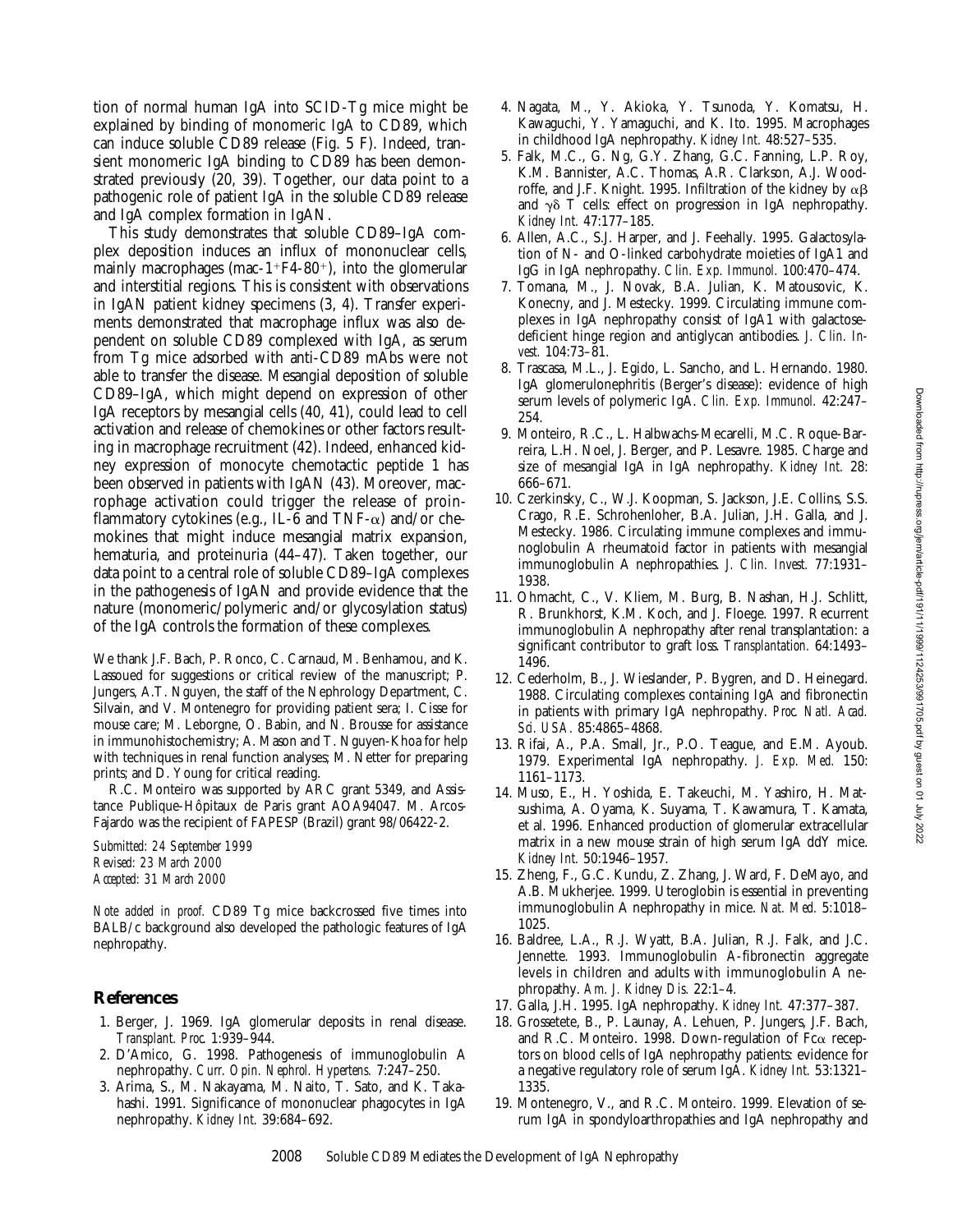tion of normal human IgA into SCID-Tg mice might be explained by binding of monomeric IgA to CD89, which can induce soluble CD89 release (Fig. 5 F). Indeed, transient monomeric IgA binding to CD89 has been demonstrated previously (20, 39). Together, our data point to a pathogenic role of patient IgA in the soluble CD89 release and IgA complex formation in IgAN.

This study demonstrates that soluble CD89–IgA complex deposition induces an influx of mononuclear cells, mainly macrophages (mac-1$^{+}$F4-80$^{+}$), into the glomerular and interstitial regions. This is consistent with observations in IgAN patient kidney specimens (3, 4). Transfer experiments demonstrated that macrophage influx was also dependent on soluble CD89 complexed with IgA, as serum from Tg mice adsorbed with anti-CD89 mAbs were not able to transfer the disease. Mesangial deposition of soluble CD89–IgA, which might depend on expression of other IgA receptors by mesangial cells (40, 41), could lead to cell activation and release of chemokines or other factors resulting in macrophage recruitment (42). Indeed, enhanced kidney expression of monocyte chemotactic peptide 1 has been observed in patients with IgAN (43). Moreover, macrophage activation could trigger the release of proinflammatory cytokines (e.g., IL-6 and TNF-$\alpha$) and/or chemokines that might induce mesangial matrix expansion, hematuria, and proteinuria (44–47). Taken together, our data point to a central role of soluble CD89–IgA complexes in the pathogenesis of IgAN and provide evidence that the nature (monomeric/polymeric and/or glycosylation status) of the IgA controls the formation of these complexes.

We thank J.F. Bach, P. Ronco, C. Carnaud, M. Benhamou, and K. Lassoued for suggestions or critical review of the manuscript; P. Jungers, A.T. Nguyen, the staff of the Nephrology Department, C. Silvain, and V. Montenegro for providing patient sera; I. Cisse for mouse care; M. Leborgne, O. Babin, and N. Brousse for assistance in immunohistochemistry; A. Mason and T. Nguyen-Khoa for help with techniques in renal function analyses; M. Netter for preparing prints; and D. Young for critical reading.

R.C. Monteiro was supported by ARC grant 5349, and Assistance Publique-Hôpitaux de Paris grant AOA94047. M. Arcos-Fajardo was the recipient of FAPESP (Brazil) grant 98/06422-2.

*Submitted: 24 September 1999*
*Revised: 23 March 2000*
*Accepted: 31 March 2000*

*Note added in proof.* CD89 Tg mice backcrossed five times into BALB/c background also developed the pathologic features of IgA nephropathy.

## References

1. Berger, J. 1969. IgA glomerular deposits in renal disease. *Transplant. Proc.* 1:939–944.
2. D'Amico, G. 1998. Pathogenesis of immunoglobulin A nephropathy. *Curr. Opin. Nephrol. Hypertens.* 7:247–250.
3. Arima, S., M. Nakayama, M. Naito, T. Sato, and K. Takahashi. 1991. Significance of mononuclear phagocytes in IgA nephropathy. *Kidney Int.* 39:684–692.
4. Nagata, M., Y. Akioka, Y. Tsunoda, Y. Komatsu, H. Kawaguchi, Y. Yamaguchi, and K. Ito. 1995. Macrophages in childhood IgA nephropathy. *Kidney Int.* 48:527–535.
5. Falk, M.C., G. Ng, G.Y. Zhang, G.C. Fanning, L.P. Roy, K.M. Bannister, A.C. Thomas, A.R. Clarkson, A.J. Woodroffe, and J.F. Knight. 1995. Infiltration of the kidney by $\alpha\beta$ and $\gamma\delta$ T cells: effect on progression in IgA nephropathy. *Kidney Int.* 47:177–185.
6. Allen, A.C., S.J. Harper, and J. Feehally. 1995. Galactosylation of N- and O-linked carbohydrate moieties of IgA1 and IgG in IgA nephropathy. *Clin. Exp. Immunol.* 100:470–474.
7. Tomana, M., J. Novak, B.A. Julian, K. Matousovic, K. Konecny, and J. Mestecky. 1999. Circulating immune complexes in IgA nephropathy consist of IgA1 with galactose-deficient hinge region and antiglycan antibodies. *J. Clin. Invest.* 104:73–81.
8. Trascasa, M.L., J. Egido, L. Sancho, and L. Hernando. 1980. IgA glomerulonephritis (Berger's disease): evidence of high serum levels of polymeric IgA. *Clin. Exp. Immunol.* 42:247–254.
9. Monteiro, R.C., L. Halbwachs-Mecarelli, M.C. Roque-Barreira, L.H. Noel, J. Berger, and P. Lesavre. 1985. Charge and size of mesangial IgA in IgA nephropathy. *Kidney Int.* 28: 666–671.
10. Czerkinsky, C., W.J. Koopman, S. Jackson, J.E. Collins, S.S. Crago, R.E. Schrohenloher, B.A. Julian, J.H. Galla, and J. Mestecky. 1986. Circulating immune complexes and immunoglobulin A rheumatoid factor in patients with mesangial immunoglobulin A nephropathies. *J. Clin. Invest.* 77:1931–1938.
11. Ohmacht, C., V. Kliem, M. Burg, B. Nashan, H.J. Schlitt, R. Brunkhorst, K.M. Koch, and J. Floege. 1997. Recurrent immunoglobulin A nephropathy after renal transplantation: a significant contributor to graft loss. *Transplantation.* 64:1493–1496.
12. Cederholm, B., J. Wieslander, P. Bygren, and D. Heinegard. 1988. Circulating complexes containing IgA and fibronectin in patients with primary IgA nephropathy. *Proc. Natl. Acad. Sci. USA.* 85:4865–4868.
13. Rifai, A., P.A. Small, Jr., P.O. Teague, and E.M. Ayoub. 1979. Experimental IgA nephropathy. *J. Exp. Med.* 150: 1161–1173.
14. Muso, E., H. Yoshida, E. Takeuchi, M. Yashiro, H. Matsushima, A. Oyama, K. Suyama, T. Kawamura, T. Kamata, et al. 1996. Enhanced production of glomerular extracellular matrix in a new mouse strain of high serum IgA ddY mice. *Kidney Int.* 50:1946–1957.
15. Zheng, F., G.C. Kundu, Z. Zhang, J. Ward, F. DeMayo, and A.B. Mukherjee. 1999. Uteroglobin is essential in preventing immunoglobulin A nephropathy in mice. *Nat. Med.* 5:1018–1025.
16. Baldree, L.A., R.J. Wyatt, B.A. Julian, R.J. Falk, and J.C. Jennette. 1993. Immunoglobulin A-fibronectin aggregate levels in children and adults with immunoglobulin A nephropathy. *Am. J. Kidney Dis.* 22:1–4.
17. Galla, J.H. 1995. IgA nephropathy. *Kidney Int.* 47:377–387.
18. Grossetete, B., P. Launay, A. Lehuen, P. Jungers, J.F. Bach, and R.C. Monteiro. 1998. Down-regulation of Fc$\alpha$ receptors on blood cells of IgA nephropathy patients: evidence for a negative regulatory role of serum IgA. *Kidney Int.* 53:1321–1335.
19. Montenegro, V., and R.C. Monteiro. 1999. Elevation of serum IgA in spondyloarthropathies and IgA nephropathy and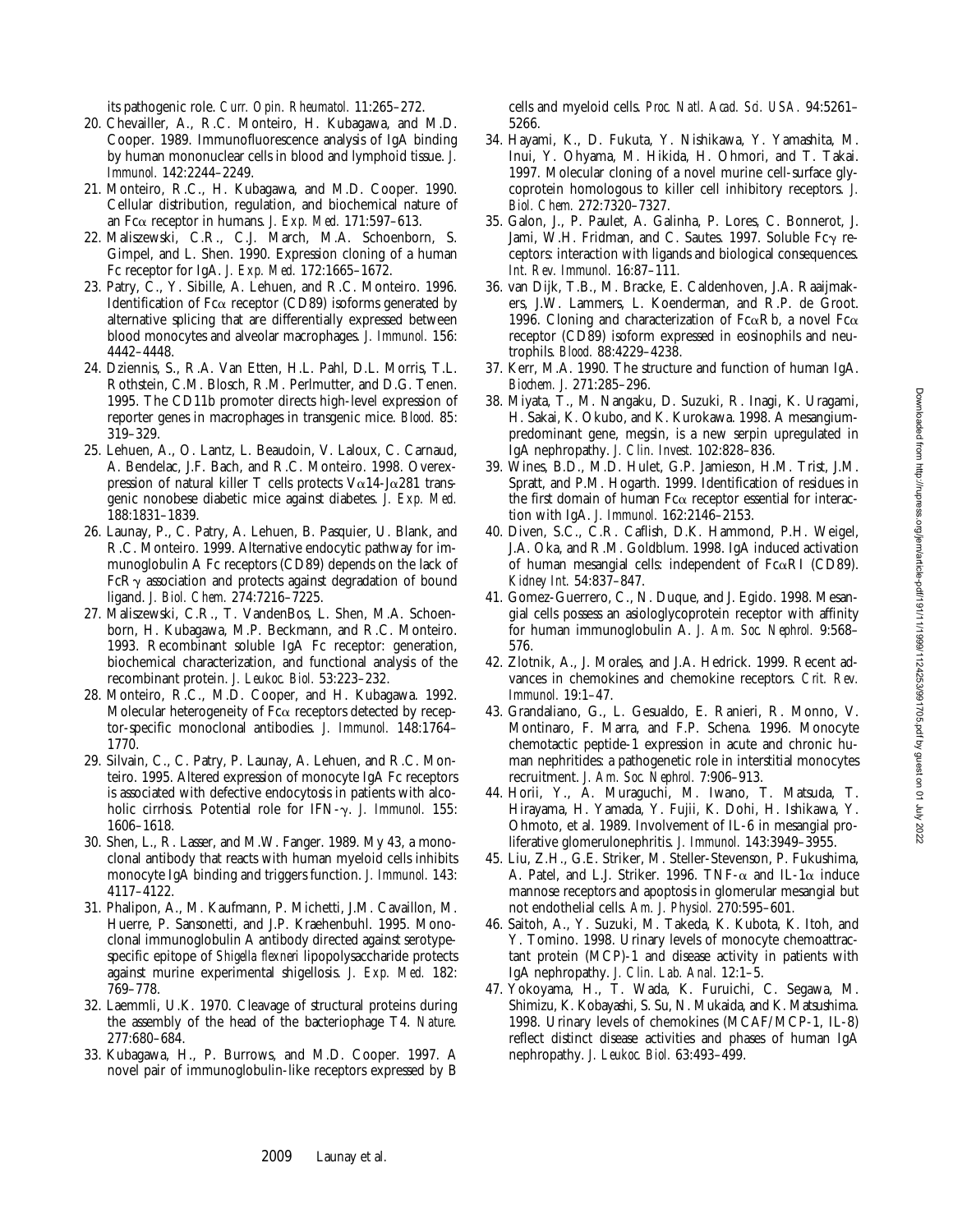its pathogenic role. *Curr. Opin. Rheumatol.* 11:265–272.

20. Chevailler, A., R.C. Monteiro, H. Kubagawa, and M.D. Cooper. 1989. Immunofluorescence analysis of IgA binding by human mononuclear cells in blood and lymphoid tissue. *J. Immunol.* 142:2244–2249.
21. Monteiro, R.C., H. Kubagawa, and M.D. Cooper. 1990. Cellular distribution, regulation, and biochemical nature of an Fcα receptor in humans. *J. Exp. Med.* 171:597–613.
22. Maliszewski, C.R., C.J. March, M.A. Schoenborn, S. Gimpel, and L. Shen. 1990. Expression cloning of a human Fc receptor for IgA. *J. Exp. Med.* 172:1665–1672.
23. Patry, C., Y. Sibille, A. Lehuen, and R.C. Monteiro. 1996. Identification of Fcα receptor (CD89) isoforms generated by alternative splicing that are differentially expressed between blood monocytes and alveolar macrophages. *J. Immunol.* 156: 4442–4448.
24. Dziennis, S., R.A. Van Etten, H.L. Pahl, D.L. Morris, T.L. Rothstein, C.M. Blosch, R.M. Perlmutter, and D.G. Tenen. 1995. The CD11b promoter directs high-level expression of reporter genes in macrophages in transgenic mice. *Blood.* 85: 319–329.
25. Lehuen, A., O. Lantz, L. Beaudoin, V. Laloux, C. Carnaud, A. Bendelac, J.F. Bach, and R.C. Monteiro. 1998. Overexpression of natural killer T cells protects Vα14-Jα281 transgenic nonobese diabetic mice against diabetes. *J. Exp. Med.* 188:1831–1839.
26. Launay, P., C. Patry, A. Lehuen, B. Pasquier, U. Blank, and R.C. Monteiro. 1999. Alternative endocytic pathway for immunoglobulin A Fc receptors (CD89) depends on the lack of FcRγ association and protects against degradation of bound ligand. *J. Biol. Chem.* 274:7216–7225.
27. Maliszewski, C.R., T. VandenBos, L. Shen, M.A. Schoenborn, H. Kubagawa, M.P. Beckmann, and R.C. Monteiro. 1993. Recombinant soluble IgA Fc receptor: generation, biochemical characterization, and functional analysis of the recombinant protein. *J. Leukoc. Biol.* 53:223–232.
28. Monteiro, R.C., M.D. Cooper, and H. Kubagawa. 1992. Molecular heterogeneity of Fcα receptors detected by receptor-specific monoclonal antibodies. *J. Immunol.* 148:1764–1770.
29. Silvain, C., C. Patry, P. Launay, A. Lehuen, and R.C. Monteiro. 1995. Altered expression of monocyte IgA Fc receptors is associated with defective endocytosis in patients with alcoholic cirrhosis. Potential role for IFN-γ. *J. Immunol.* 155: 1606–1618.
30. Shen, L., R. Lasser, and M.W. Fanger. 1989. My 43, a monoclonal antibody that reacts with human myeloid cells inhibits monocyte IgA binding and triggers function. *J. Immunol.* 143: 4117–4122.
31. Phalipon, A., M. Kaufmann, P. Michetti, J.M. Cavaillon, M. Huerre, P. Sansonetti, and J.P. Kraehenbuhl. 1995. Monoclonal immunoglobulin A antibody directed against serotype-specific epitope of *Shigella flexneri* lipopolysaccharide protects against murine experimental shigellosis. *J. Exp. Med.* 182: 769–778.
32. Laemmli, U.K. 1970. Cleavage of structural proteins during the assembly of the head of the bacteriophage T4. *Nature.* 277:680–684.
33. Kubagawa, H., P. Burrows, and M.D. Cooper. 1997. A novel pair of immunoglobulin-like receptors expressed by B cells and myeloid cells. *Proc. Natl. Acad. Sci. USA.* 94:5261–5266.
34. Hayami, K., D. Fukuta, Y. Nishikawa, Y. Yamashita, M. Inui, Y. Ohyama, M. Hikida, H. Ohmori, and T. Takai. 1997. Molecular cloning of a novel murine cell-surface glycoprotein homologous to killer cell inhibitory receptors. *J. Biol. Chem.* 272:7320–7327.
35. Galon, J., P. Paulet, A. Galinha, P. Lores, C. Bonnerot, J. Jami, W.H. Fridman, and C. Sautes. 1997. Soluble Fcγ receptors: interaction with ligands and biological consequences. *Int. Rev. Immunol.* 16:87–111.
36. van Dijk, T.B., M. Bracke, E. Caldenhoven, J.A. Raaijmakers, J.W. Lammers, L. Koenderman, and R.P. de Groot. 1996. Cloning and characterization of FcαRb, a novel Fcα receptor (CD89) isoform expressed in eosinophils and neutrophils. *Blood.* 88:4229–4238.
37. Kerr, M.A. 1990. The structure and function of human IgA. *Biochem. J.* 271:285–296.
38. Miyata, T., M. Nangaku, D. Suzuki, R. Inagi, K. Uragami, H. Sakai, K. Okubo, and K. Kurokawa. 1998. A mesangium-predominant gene, megsin, is a new serpin upregulated in IgA nephropathy. *J. Clin. Invest.* 102:828–836.
39. Wines, B.D., M.D. Hulet, G.P. Jamieson, H.M. Trist, J.M. Spratt, and P.M. Hogarth. 1999. Identification of residues in the first domain of human Fcα receptor essential for interaction with IgA. *J. Immunol.* 162:2146–2153.
40. Diven, S.C., C.R. Caflish, D.K. Hammond, P.H. Weigel, J.A. Oka, and R.M. Goldblum. 1998. IgA induced activation of human mesangial cells: independent of FcαRI (CD89). *Kidney Int.* 54:837–847.
41. Gomez-Guerrero, C., N. Duque, and J. Egido. 1998. Mesangial cells possess an asiologlycoprotein receptor with affinity for human immunoglobulin A. *J. Am. Soc. Nephrol.* 9:568–576.
42. Zlotnik, A., J. Morales, and J.A. Hedrick. 1999. Recent advances in chemokines and chemokine receptors. *Crit. Rev. Immunol.* 19:1–47.
43. Grandaliano, G., L. Gesualdo, E. Ranieri, R. Monno, V. Montinaro, F. Marra, and F.P. Schena. 1996. Monocyte chemotactic peptide-1 expression in acute and chronic human nephritides: a pathogenetic role in interstitial monocytes recruitment. *J. Am. Soc. Nephrol.* 7:906–913.
44. Horii, Y., A. Muraguchi, M. Iwano, T. Matsuda, T. Hirayama, H. Yamada, Y. Fujii, K. Dohi, H. Ishikawa, Y. Ohmoto, et al. 1989. Involvement of IL-6 in mesangial proliferative glomerulonephritis. *J. Immunol.* 143:3949–3955.
45. Liu, Z.H., G.E. Striker, M. Steller-Stevenson, P. Fukushima, A. Patel, and L.J. Striker. 1996. TNF-α and IL-1α induce mannose receptors and apoptosis in glomerular mesangial but not endothelial cells. *Am. J. Physiol.* 270:595–601.
46. Saitoh, A., Y. Suzuki, M. Takeda, K. Kubota, K. Itoh, and Y. Tomino. 1998. Urinary levels of monocyte chemoattractant protein (MCP)-1 and disease activity in patients with IgA nephropathy. *J. Clin. Lab. Anal.* 12:1–5.
47. Yokoyama, H., T. Wada, K. Furuichi, C. Segawa, M. Shimizu, K. Kobayashi, S. Su, N. Mukaida, and K. Matsushima. 1998. Urinary levels of chemokines (MCAF/MCP-1, IL-8) reflect distinct disease activities and phases of human IgA nephropathy. *J. Leukoc. Biol.* 63:493–499.